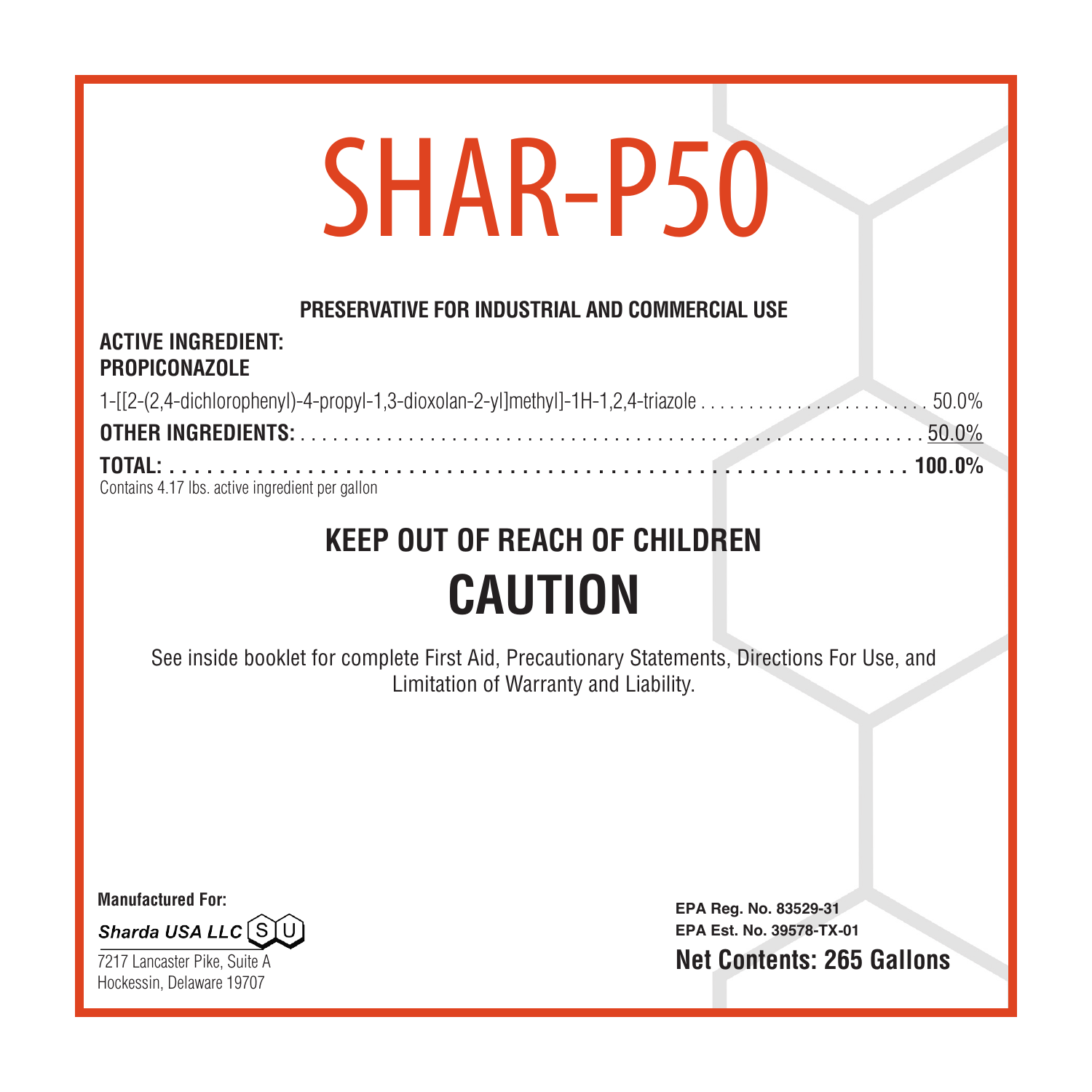# SHAR-P50

**PRESERVATIVE FOR INDUSTRIAL AND COMMERCIAL USE**

**ACTIVE INGREDIENT:**
**PROPICONAZOLE**

| | |
|---|---|
| 1-[[2-(2,4-dichlorophenyl)-4-propyl-1,3-dioxolan-2-yl]methyl]-1H-1,2,4-triazole | 50.0% |
| **OTHER INGREDIENTS:** | 50.0% |
| **TOTAL:** | **100.0%** |

Contains 4.17 lbs. active ingredient per gallon

## KEEP OUT OF REACH OF CHILDREN

# CAUTION

See inside booklet for complete First Aid, Precautionary Statements, Directions For Use, and Limitation of Warranty and Liability.

**Manufactured For:**

***Sharda USA LLC*** SU

7217 Lancaster Pike, Suite A
Hockessin, Delaware 19707

**EPA Reg. No. 83529-31**
**EPA Est. No. 39578-TX-01**
**Net Contents: 265 Gallons**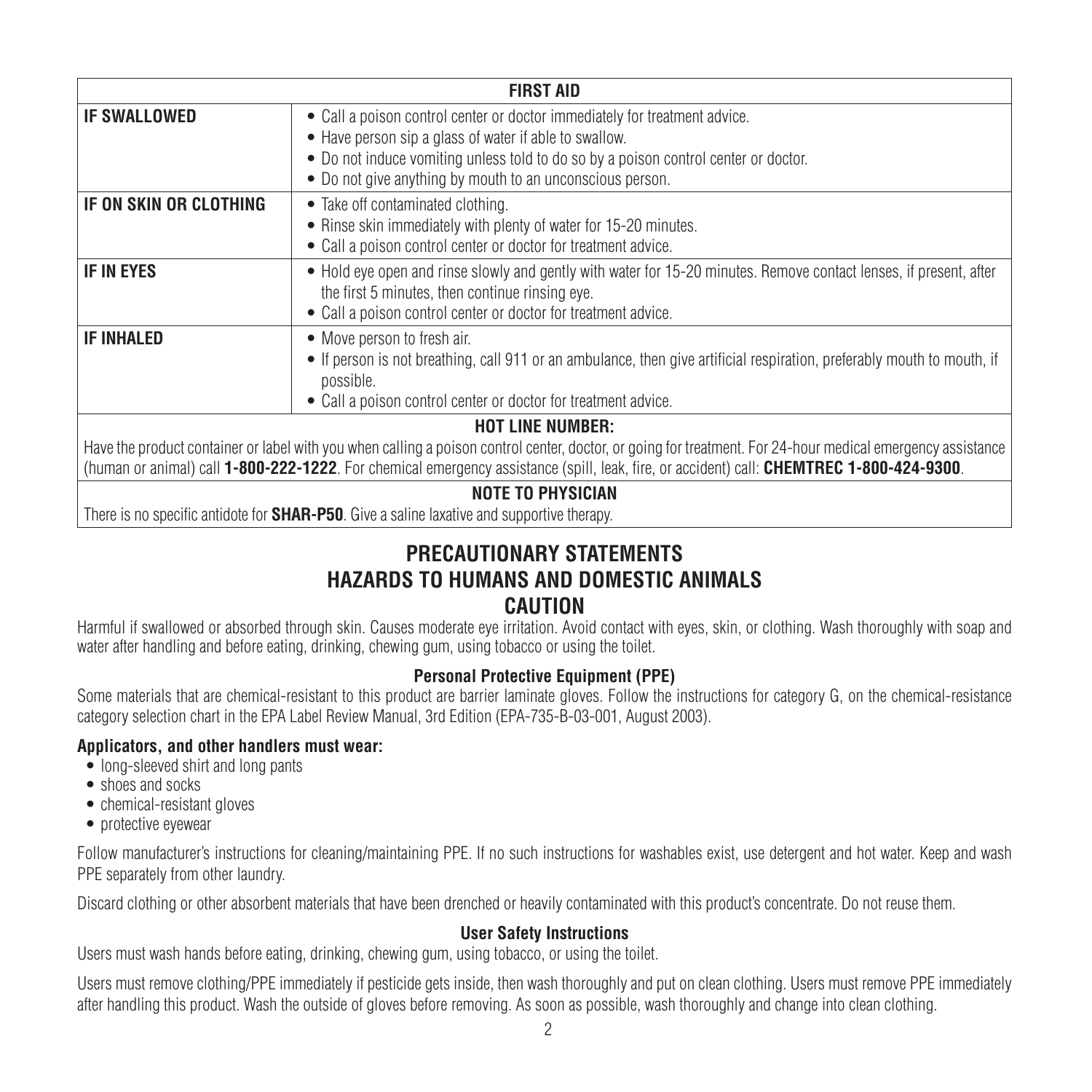| FIRST AID | |
|---|---|
| **IF SWALLOWED** | • Call a poison control center or doctor immediately for treatment advice.<br>• Have person sip a glass of water if able to swallow.<br>• Do not induce vomiting unless told to do so by a poison control center or doctor.<br>• Do not give anything by mouth to an unconscious person. |
| **IF ON SKIN OR CLOTHING** | • Take off contaminated clothing.<br>• Rinse skin immediately with plenty of water for 15-20 minutes.<br>• Call a poison control center or doctor for treatment advice. |
| **IF IN EYES** | • Hold eye open and rinse slowly and gently with water for 15-20 minutes. Remove contact lenses, if present, after the first 5 minutes, then continue rinsing eye.<br>• Call a poison control center or doctor for treatment advice. |
| **IF INHALED** | • Move person to fresh air.<br>• If person is not breathing, call 911 or an ambulance, then give artificial respiration, preferably mouth to mouth, if possible.<br>• Call a poison control center or doctor for treatment advice. |
| **HOT LINE NUMBER:**<br>Have the product container or label with you when calling a poison control center, doctor, or going for treatment. For 24-hour medical emergency assistance (human or animal) call **1-800-222-1222**. For chemical emergency assistance (spill, leak, fire, or accident) call: **CHEMTREC 1-800-424-9300**. | |
| **NOTE TO PHYSICIAN**<br>There is no specific antidote for **SHAR-P50**. Give a saline laxative and supportive therapy. | |

# PRECAUTIONARY STATEMENTS

# HAZARDS TO HUMANS AND DOMESTIC ANIMALS

# CAUTION

Harmful if swallowed or absorbed through skin. Causes moderate eye irritation. Avoid contact with eyes, skin, or clothing. Wash thoroughly with soap and water after handling and before eating, drinking, chewing gum, using tobacco or using the toilet.

### Personal Protective Equipment (PPE)

Some materials that are chemical-resistant to this product are barrier laminate gloves. Follow the instructions for category G, on the chemical-resistance category selection chart in the EPA Label Review Manual, 3rd Edition (EPA-735-B-03-001, August 2003).

**Applicators, and other handlers must wear:**

- long-sleeved shirt and long pants
- shoes and socks
- chemical-resistant gloves
- protective eyewear

Follow manufacturer's instructions for cleaning/maintaining PPE. If no such instructions for washables exist, use detergent and hot water. Keep and wash PPE separately from other laundry.

Discard clothing or other absorbent materials that have been drenched or heavily contaminated with this product's concentrate. Do not reuse them.

### User Safety Instructions

Users must wash hands before eating, drinking, chewing gum, using tobacco, or using the toilet.

Users must remove clothing/PPE immediately if pesticide gets inside, then wash thoroughly and put on clean clothing. Users must remove PPE immediately after handling this product. Wash the outside of gloves before removing. As soon as possible, wash thoroughly and change into clean clothing.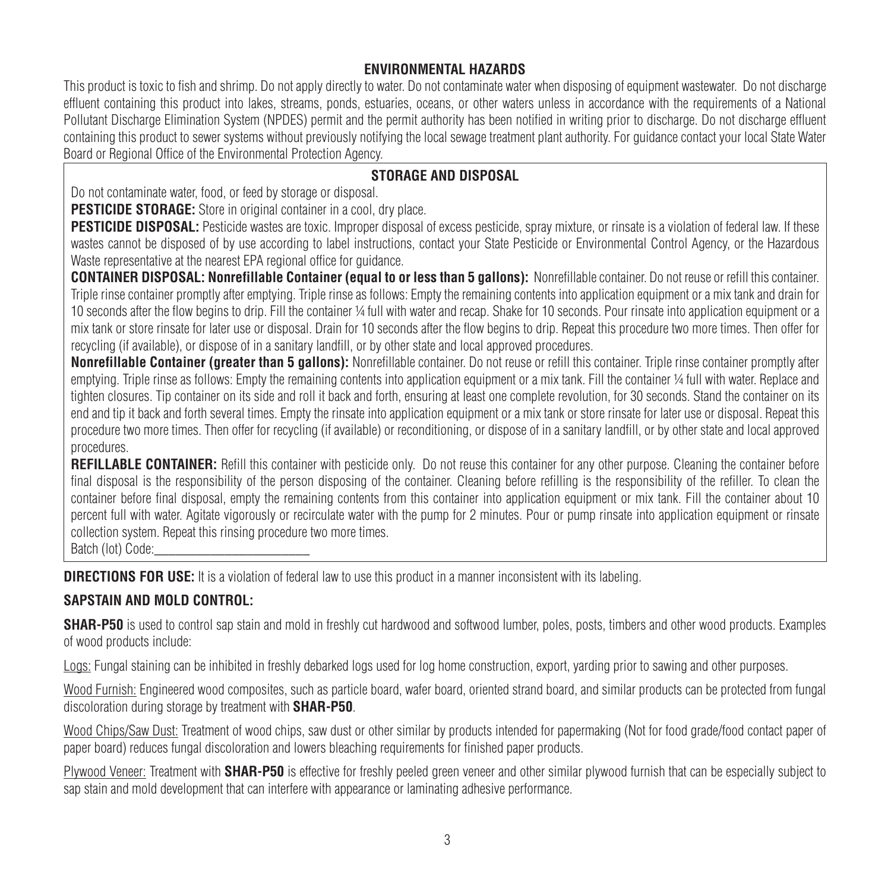## ENVIRONMENTAL HAZARDS

This product is toxic to fish and shrimp. Do not apply directly to water. Do not contaminate water when disposing of equipment wastewater. Do not discharge effluent containing this product into lakes, streams, ponds, estuaries, oceans, or other waters unless in accordance with the requirements of a National Pollutant Discharge Elimination System (NPDES) permit and the permit authority has been notified in writing prior to discharge. Do not discharge effluent containing this product to sewer systems without previously notifying the local sewage treatment plant authority. For guidance contact your local State Water Board or Regional Office of the Environmental Protection Agency.

## STORAGE AND DISPOSAL

Do not contaminate water, food, or feed by storage or disposal.

**PESTICIDE STORAGE:** Store in original container in a cool, dry place.

**PESTICIDE DISPOSAL:** Pesticide wastes are toxic. Improper disposal of excess pesticide, spray mixture, or rinsate is a violation of federal law. If these wastes cannot be disposed of by use according to label instructions, contact your State Pesticide or Environmental Control Agency, or the Hazardous Waste representative at the nearest EPA regional office for guidance.

**CONTAINER DISPOSAL: Nonrefillable Container (equal to or less than 5 gallons):** Nonrefillable container. Do not reuse or refill this container. Triple rinse container promptly after emptying. Triple rinse as follows: Empty the remaining contents into application equipment or a mix tank and drain for 10 seconds after the flow begins to drip. Fill the container ¼ full with water and recap. Shake for 10 seconds. Pour rinsate into application equipment or a mix tank or store rinsate for later use or disposal. Drain for 10 seconds after the flow begins to drip. Repeat this procedure two more times. Then offer for recycling (if available), or dispose of in a sanitary landfill, or by other state and local approved procedures.

**Nonrefillable Container (greater than 5 gallons):** Nonrefillable container. Do not reuse or refill this container. Triple rinse container promptly after emptying. Triple rinse as follows: Empty the remaining contents into application equipment or a mix tank. Fill the container ¼ full with water. Replace and tighten closures. Tip container on its side and roll it back and forth, ensuring at least one complete revolution, for 30 seconds. Stand the container on its end and tip it back and forth several times. Empty the rinsate into application equipment or a mix tank or store rinsate for later use or disposal. Repeat this procedure two more times. Then offer for recycling (if available) or reconditioning, or dispose of in a sanitary landfill, or by other state and local approved procedures.

**REFILLABLE CONTAINER:** Refill this container with pesticide only. Do not reuse this container for any other purpose. Cleaning the container before final disposal is the responsibility of the person disposing of the container. Cleaning before refilling is the responsibility of the refiller. To clean the container before final disposal, empty the remaining contents from this container into application equipment or mix tank. Fill the container about 10 percent full with water. Agitate vigorously or recirculate water with the pump for 2 minutes. Pour or pump rinsate into application equipment or rinsate collection system. Repeat this rinsing procedure two more times.

Batch (lot) Code:________________________

**DIRECTIONS FOR USE:** It is a violation of federal law to use this product in a manner inconsistent with its labeling.

**SAPSTAIN AND MOLD CONTROL:**

**SHAR-P50** is used to control sap stain and mold in freshly cut hardwood and softwood lumber, poles, posts, timbers and other wood products. Examples of wood products include:

Logs: Fungal staining can be inhibited in freshly debarked logs used for log home construction, export, yarding prior to sawing and other purposes.

Wood Furnish: Engineered wood composites, such as particle board, wafer board, oriented strand board, and similar products can be protected from fungal discoloration during storage by treatment with **SHAR-P50**.

Wood Chips/Saw Dust: Treatment of wood chips, saw dust or other similar by products intended for papermaking (Not for food grade/food contact paper of paper board) reduces fungal discoloration and lowers bleaching requirements for finished paper products.

Plywood Veneer: Treatment with **SHAR-P50** is effective for freshly peeled green veneer and other similar plywood furnish that can be especially subject to sap stain and mold development that can interfere with appearance or laminating adhesive performance.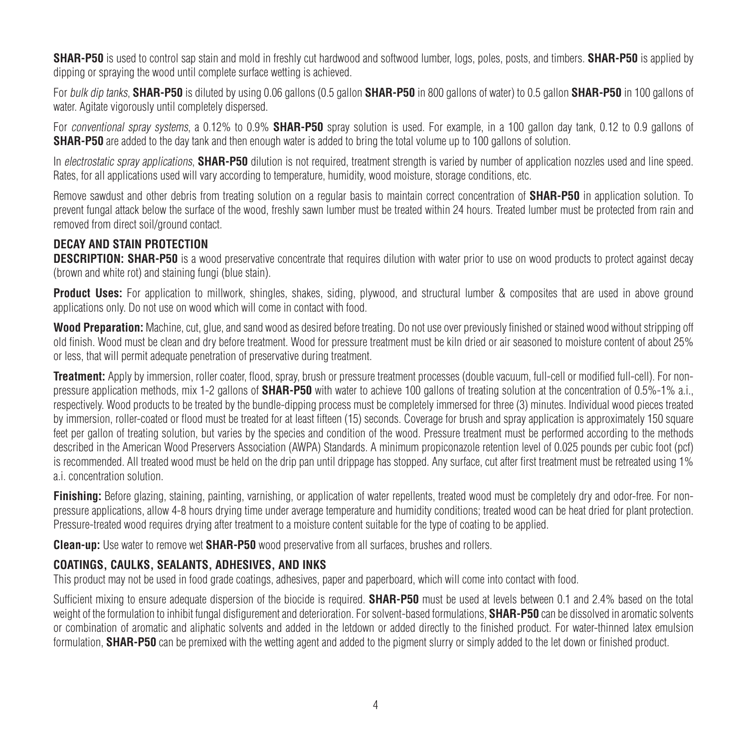**SHAR-P50** is used to control sap stain and mold in freshly cut hardwood and softwood lumber, logs, poles, posts, and timbers. **SHAR-P50** is applied by dipping or spraying the wood until complete surface wetting is achieved.

For *bulk dip tanks*, **SHAR-P50** is diluted by using 0.06 gallons (0.5 gallon **SHAR-P50** in 800 gallons of water) to 0.5 gallon **SHAR-P50** in 100 gallons of water. Agitate vigorously until completely dispersed.

For *conventional spray systems*, a 0.12% to 0.9% **SHAR-P50** spray solution is used. For example, in a 100 gallon day tank, 0.12 to 0.9 gallons of **SHAR-P50** are added to the day tank and then enough water is added to bring the total volume up to 100 gallons of solution.

In *electrostatic spray applications*, **SHAR-P50** dilution is not required, treatment strength is varied by number of application nozzles used and line speed. Rates, for all applications used will vary according to temperature, humidity, wood moisture, storage conditions, etc.

Remove sawdust and other debris from treating solution on a regular basis to maintain correct concentration of **SHAR-P50** in application solution. To prevent fungal attack below the surface of the wood, freshly sawn lumber must be treated within 24 hours. Treated lumber must be protected from rain and removed from direct soil/ground contact.

## DECAY AND STAIN PROTECTION

**DESCRIPTION: SHAR-P50** is a wood preservative concentrate that requires dilution with water prior to use on wood products to protect against decay (brown and white rot) and staining fungi (blue stain).

**Product Uses:** For application to millwork, shingles, shakes, siding, plywood, and structural lumber & composites that are used in above ground applications only. Do not use on wood which will come in contact with food.

**Wood Preparation:** Machine, cut, glue, and sand wood as desired before treating. Do not use over previously finished or stained wood without stripping off old finish. Wood must be clean and dry before treatment. Wood for pressure treatment must be kiln dried or air seasoned to moisture content of about 25% or less, that will permit adequate penetration of preservative during treatment.

**Treatment:** Apply by immersion, roller coater, flood, spray, brush or pressure treatment processes (double vacuum, full-cell or modified full-cell). For non-pressure application methods, mix 1-2 gallons of **SHAR-P50** with water to achieve 100 gallons of treating solution at the concentration of 0.5%-1% a.i., respectively. Wood products to be treated by the bundle-dipping process must be completely immersed for three (3) minutes. Individual wood pieces treated by immersion, roller-coated or flood must be treated for at least fifteen (15) seconds. Coverage for brush and spray application is approximately 150 square feet per gallon of treating solution, but varies by the species and condition of the wood. Pressure treatment must be performed according to the methods described in the American Wood Preservers Association (AWPA) Standards. A minimum propiconazole retention level of 0.025 pounds per cubic foot (pcf) is recommended. All treated wood must be held on the drip pan until drippage has stopped. Any surface, cut after first treatment must be retreated using 1% a.i. concentration solution.

**Finishing:** Before glazing, staining, painting, varnishing, or application of water repellents, treated wood must be completely dry and odor-free. For non-pressure applications, allow 4-8 hours drying time under average temperature and humidity conditions; treated wood can be heat dried for plant protection. Pressure-treated wood requires drying after treatment to a moisture content suitable for the type of coating to be applied.

**Clean-up:** Use water to remove wet **SHAR-P50** wood preservative from all surfaces, brushes and rollers.

## COATINGS, CAULKS, SEALANTS, ADHESIVES, AND INKS

This product may not be used in food grade coatings, adhesives, paper and paperboard, which will come into contact with food.

Sufficient mixing to ensure adequate dispersion of the biocide is required. **SHAR-P50** must be used at levels between 0.1 and 2.4% based on the total weight of the formulation to inhibit fungal disfigurement and deterioration. For solvent-based formulations, **SHAR-P50** can be dissolved in aromatic solvents or combination of aromatic and aliphatic solvents and added in the letdown or added directly to the finished product. For water-thinned latex emulsion formulation, **SHAR-P50** can be premixed with the wetting agent and added to the pigment slurry or simply added to the let down or finished product.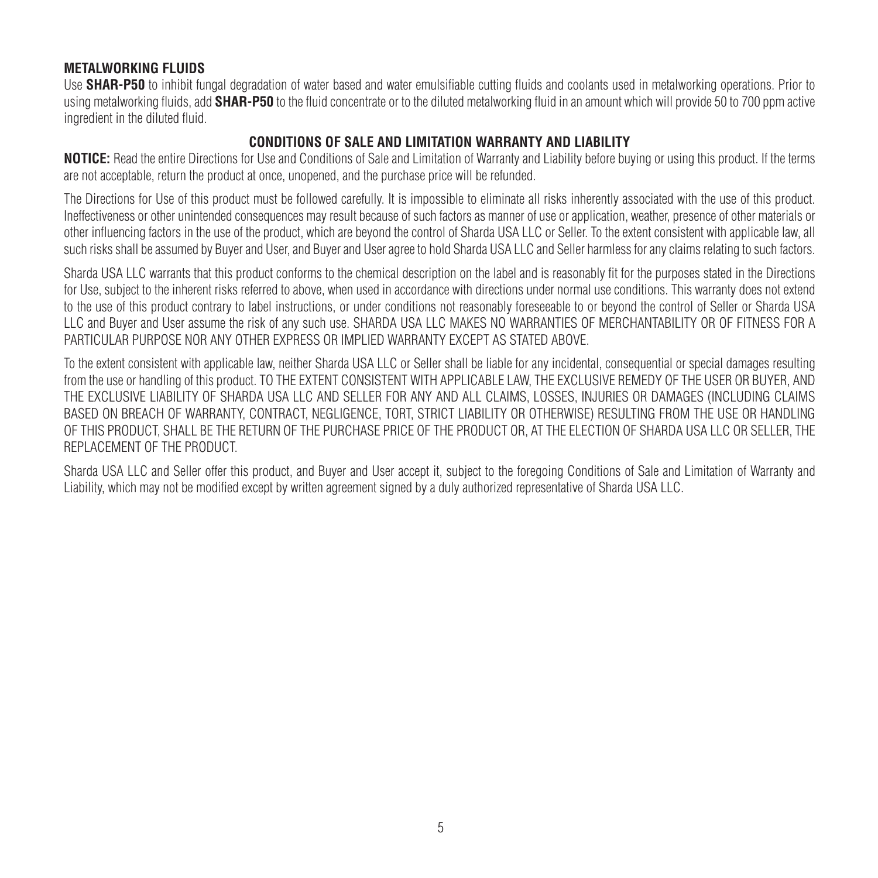### METALWORKING FLUIDS

Use **SHAR-P50** to inhibit fungal degradation of water based and water emulsifiable cutting fluids and coolants used in metalworking operations. Prior to using metalworking fluids, add **SHAR-P50** to the fluid concentrate or to the diluted metalworking fluid in an amount which will provide 50 to 700 ppm active ingredient in the diluted fluid.

## CONDITIONS OF SALE AND LIMITATION WARRANTY AND LIABILITY

**NOTICE:** Read the entire Directions for Use and Conditions of Sale and Limitation of Warranty and Liability before buying or using this product. If the terms are not acceptable, return the product at once, unopened, and the purchase price will be refunded.

The Directions for Use of this product must be followed carefully. It is impossible to eliminate all risks inherently associated with the use of this product. Ineffectiveness or other unintended consequences may result because of such factors as manner of use or application, weather, presence of other materials or other influencing factors in the use of the product, which are beyond the control of Sharda USA LLC or Seller. To the extent consistent with applicable law, all such risks shall be assumed by Buyer and User, and Buyer and User agree to hold Sharda USA LLC and Seller harmless for any claims relating to such factors.

Sharda USA LLC warrants that this product conforms to the chemical description on the label and is reasonably fit for the purposes stated in the Directions for Use, subject to the inherent risks referred to above, when used in accordance with directions under normal use conditions. This warranty does not extend to the use of this product contrary to label instructions, or under conditions not reasonably foreseeable to or beyond the control of Seller or Sharda USA LLC and Buyer and User assume the risk of any such use. SHARDA USA LLC MAKES NO WARRANTIES OF MERCHANTABILITY OR OF FITNESS FOR A PARTICULAR PURPOSE NOR ANY OTHER EXPRESS OR IMPLIED WARRANTY EXCEPT AS STATED ABOVE.

To the extent consistent with applicable law, neither Sharda USA LLC or Seller shall be liable for any incidental, consequential or special damages resulting from the use or handling of this product. TO THE EXTENT CONSISTENT WITH APPLICABLE LAW, THE EXCLUSIVE REMEDY OF THE USER OR BUYER, AND THE EXCLUSIVE LIABILITY OF SHARDA USA LLC AND SELLER FOR ANY AND ALL CLAIMS, LOSSES, INJURIES OR DAMAGES (INCLUDING CLAIMS BASED ON BREACH OF WARRANTY, CONTRACT, NEGLIGENCE, TORT, STRICT LIABILITY OR OTHERWISE) RESULTING FROM THE USE OR HANDLING OF THIS PRODUCT, SHALL BE THE RETURN OF THE PURCHASE PRICE OF THE PRODUCT OR, AT THE ELECTION OF SHARDA USA LLC OR SELLER, THE REPLACEMENT OF THE PRODUCT.

Sharda USA LLC and Seller offer this product, and Buyer and User accept it, subject to the foregoing Conditions of Sale and Limitation of Warranty and Liability, which may not be modified except by written agreement signed by a duly authorized representative of Sharda USA LLC.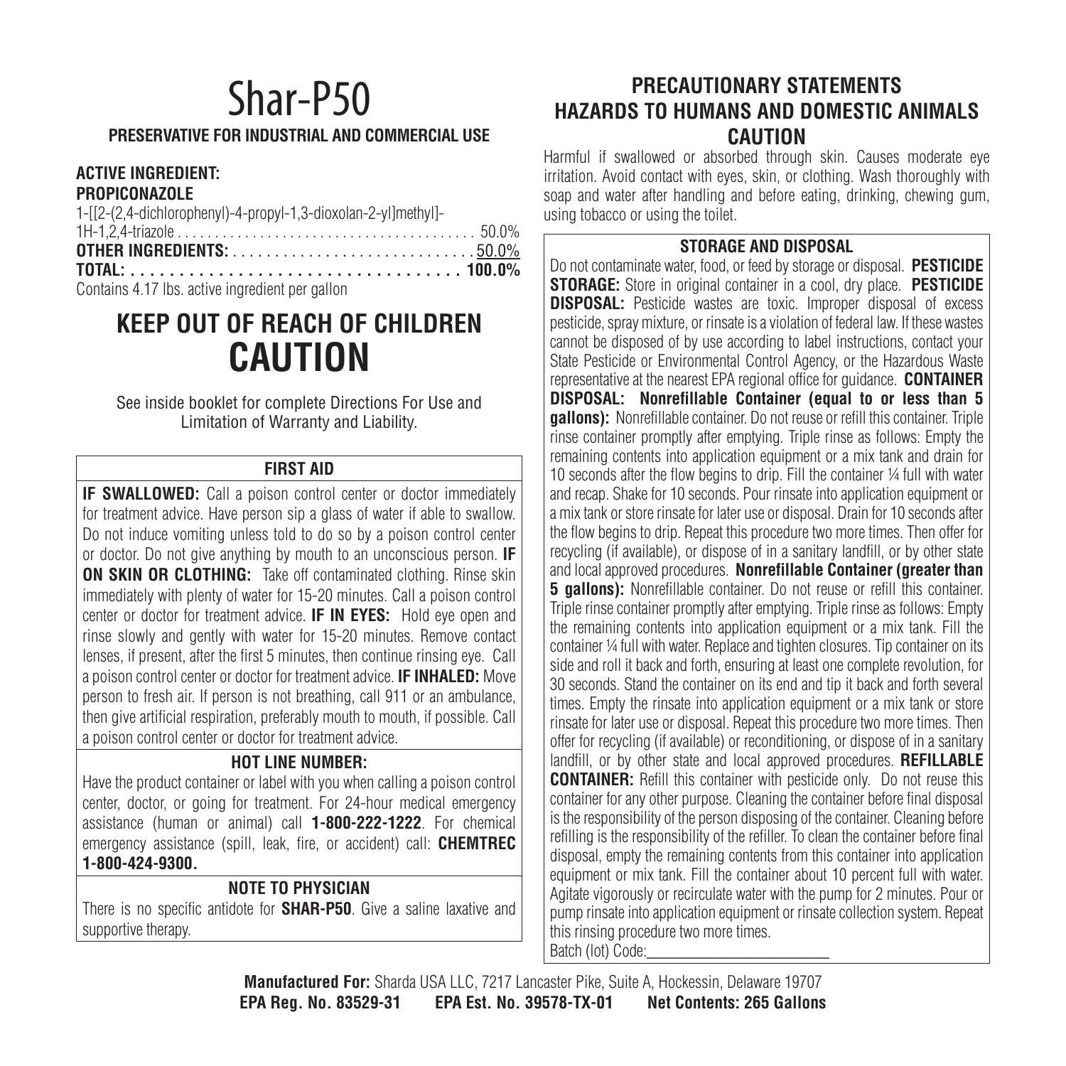# Shar-P50

**PRESERVATIVE FOR INDUSTRIAL AND COMMERCIAL USE**

**ACTIVE INGREDIENT:**
**PROPICONAZOLE**

| | |
|---|---|
| 1-[[2-(2,4-dichlorophenyl)-4-propyl-1,3-dioxolan-2-yl]methyl]-1H-1,2,4-triazole | 50.0% |
| **OTHER INGREDIENTS:** | 50.0% |
| **TOTAL:** | **100.0%** |

Contains 4.17 lbs. active ingredient per gallon

## KEEP OUT OF REACH OF CHILDREN
## CAUTION

See inside booklet for complete Directions For Use and Limitation of Warranty and Liability.

### FIRST AID

**IF SWALLOWED:** Call a poison control center or doctor immediately for treatment advice. Have person sip a glass of water if able to swallow. Do not induce vomiting unless told to do so by a poison control center or doctor. Do not give anything by mouth to an unconscious person. **IF ON SKIN OR CLOTHING:** Take off contaminated clothing. Rinse skin immediately with plenty of water for 15-20 minutes. Call a poison control center or doctor for treatment advice. **IF IN EYES:** Hold eye open and rinse slowly and gently with water for 15-20 minutes. Remove contact lenses, if present, after the first 5 minutes, then continue rinsing eye. Call a poison control center or doctor for treatment advice. **IF INHALED:** Move person to fresh air. If person is not breathing, call 911 or an ambulance, then give artificial respiration, preferably mouth to mouth, if possible. Call a poison control center or doctor for treatment advice.

### HOT LINE NUMBER:

Have the product container or label with you when calling a poison control center, doctor, or going for treatment. For 24-hour medical emergency assistance (human or animal) call **1-800-222-1222**. For chemical emergency assistance (spill, leak, fire, or accident) call: **CHEMTREC 1-800-424-9300.**

### NOTE TO PHYSICIAN

There is no specific antidote for **SHAR-P50**. Give a saline laxative and supportive therapy.

## PRECAUTIONARY STATEMENTS
## HAZARDS TO HUMANS AND DOMESTIC ANIMALS
## CAUTION

Harmful if swallowed or absorbed through skin. Causes moderate eye irritation. Avoid contact with eyes, skin, or clothing. Wash thoroughly with soap and water after handling and before eating, drinking, chewing gum, using tobacco or using the toilet.

### STORAGE AND DISPOSAL

Do not contaminate water, food, or feed by storage or disposal. **PESTICIDE STORAGE:** Store in original container in a cool, dry place. **PESTICIDE DISPOSAL:** Pesticide wastes are toxic. Improper disposal of excess pesticide, spray mixture, or rinsate is a violation of federal law. If these wastes cannot be disposed of by use according to label instructions, contact your State Pesticide or Environmental Control Agency, or the Hazardous Waste representative at the nearest EPA regional office for guidance. **CONTAINER DISPOSAL: Nonrefillable Container (equal to or less than 5 gallons):** Nonrefillable container. Do not reuse or refill this container. Triple rinse container promptly after emptying. Triple rinse as follows: Empty the remaining contents into application equipment or a mix tank and drain for 10 seconds after the flow begins to drip. Fill the container ¼ full with water and recap. Shake for 10 seconds. Pour rinsate into application equipment or a mix tank or store rinsate for later use or disposal. Drain for 10 seconds after the flow begins to drip. Repeat this procedure two more times. Then offer for recycling (if available), or dispose of in a sanitary landfill, or by other state and local approved procedures. **Nonrefillable Container (greater than 5 gallons):** Nonrefillable container. Do not reuse or refill this container. Triple rinse container promptly after emptying. Triple rinse as follows: Empty the remaining contents into application equipment or a mix tank. Fill the container ¼ full with water. Replace and tighten closures. Tip container on its side and roll it back and forth, ensuring at least one complete revolution, for 30 seconds. Stand the container on its end and tip it back and forth several times. Empty the rinsate into application equipment or a mix tank or store rinsate for later use or disposal. Repeat this procedure two more times. Then offer for recycling (if available) or reconditioning, or dispose of in a sanitary landfill, or by other state and local approved procedures. **REFILLABLE CONTAINER:** Refill this container with pesticide only. Do not reuse this container for any other purpose. Cleaning the container before final disposal is the responsibility of the person disposing of the container. Cleaning before refilling is the responsibility of the refiller. To clean the container before final disposal, empty the remaining contents from this container into application equipment or mix tank. Fill the container about 10 percent full with water. Agitate vigorously or recirculate water with the pump for 2 minutes. Pour or pump rinsate into application equipment or rinsate collection system. Repeat this rinsing procedure two more times.

Batch (lot) Code:______________________

**Manufactured For:** Sharda USA LLC, 7217 Lancaster Pike, Suite A, Hockessin, Delaware 19707

**EPA Reg. No. 83529-31 EPA Est. No. 39578-TX-01 Net Contents: 265 Gallons**